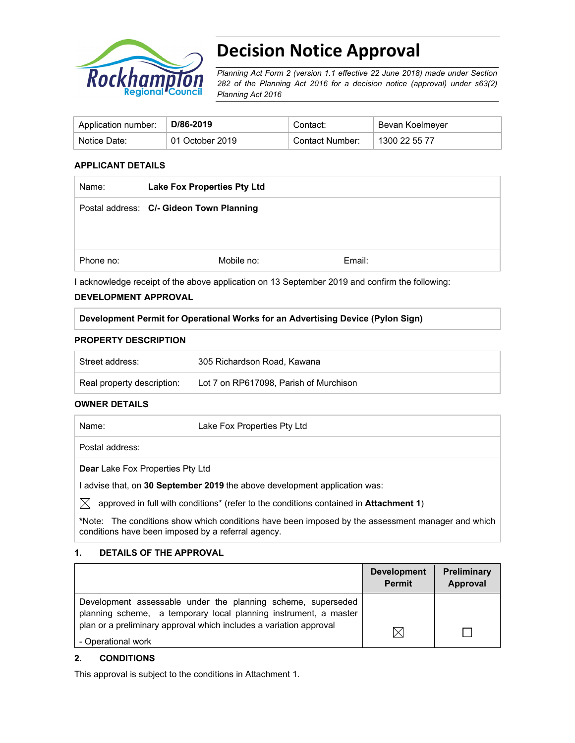# Decision Notice Approval

*Planning Act Form 2 (version 1.1 effective 22 June 2018) made under Section 282 of the Planning Act 2016 for a decision notice (approval) under s63(2) Planning Act 2016*

| Application number: | **D/86-2019** | Contact: | Bevan Koelmeyer |
|---|---|---|---|
| Notice Date: | 01 October 2019 | Contact Number: | 1300 22 55 77 |

## APPLICANT DETAILS

| Name: | **Lake Fox Properties Pty Ltd** | |
|---|---|---|
| Postal address: | **C/- Gideon Town Planning** | |
| Phone no: | Mobile no: | Email: |

I acknowledge receipt of the above application on 13 September 2019 and confirm the following:

## DEVELOPMENT APPROVAL

**Development Permit for Operational Works for an Advertising Device (Pylon Sign)**

## PROPERTY DESCRIPTION

| Street address: | 305 Richardson Road, Kawana |
|---|---|
| Real property description: | Lot 7 on RP617098, Parish of Murchison |

## OWNER DETAILS

| Name: | Lake Fox Properties Pty Ltd |
|---|---|
| Postal address: | |

**Dear** Lake Fox Properties Pty Ltd

I advise that, on **30 September 2019** the above development application was:

☒ approved in full with conditions* (refer to the conditions contained in **Attachment 1**)

***Note:** The conditions show which conditions have been imposed by the assessment manager and which conditions have been imposed by a referral agency.

## 1. DETAILS OF THE APPROVAL

| | Development Permit | Preliminary Approval |
|---|---|---|
| Development assessable under the planning scheme, superseded planning scheme, a temporary local planning instrument, a master plan or a preliminary approval which includes a variation approval<br>- Operational work | ☒ | ☐ |

## 2. CONDITIONS

This approval is subject to the conditions in Attachment 1.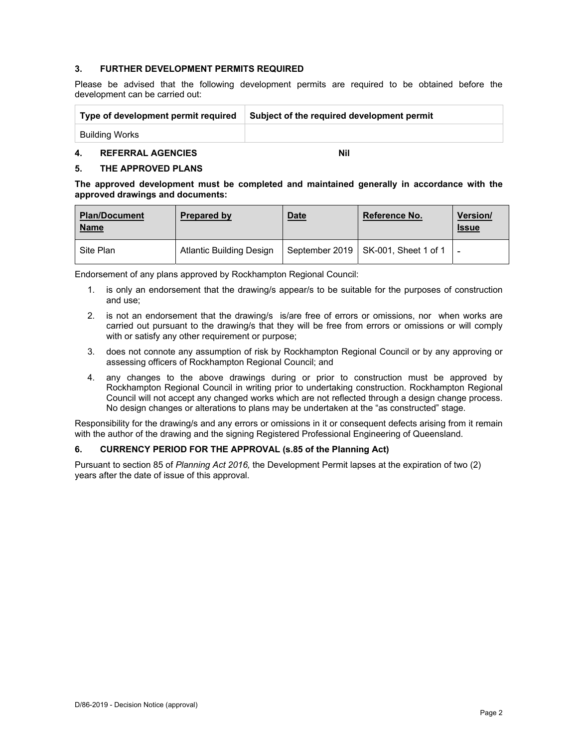### 3. FURTHER DEVELOPMENT PERMITS REQUIRED

Please be advised that the following development permits are required to be obtained before the development can be carried out:

| Type of development permit required | Subject of the required development permit |
|---|---|
| Building Works | |

### 4. REFERRAL AGENCIES — Nil

### 5. THE APPROVED PLANS

**The approved development must be completed and maintained generally in accordance with the approved drawings and documents:**

| Plan/Document Name | Prepared by | Date | Reference No. | Version/ Issue |
|---|---|---|---|---|
| Site Plan | Atlantic Building Design | September 2019 | SK-001, Sheet 1 of 1 | - |

Endorsement of any plans approved by Rockhampton Regional Council:

1. is only an endorsement that the drawing/s appear/s to be suitable for the purposes of construction and use;
2. is not an endorsement that the drawing/s is/are free of errors or omissions, nor when works are carried out pursuant to the drawing/s that they will be free from errors or omissions or will comply with or satisfy any other requirement or purpose;
3. does not connote any assumption of risk by Rockhampton Regional Council or by any approving or assessing officers of Rockhampton Regional Council; and
4. any changes to the above drawings during or prior to construction must be approved by Rockhampton Regional Council in writing prior to undertaking construction. Rockhampton Regional Council will not accept any changed works which are not reflected through a design change process. No design changes or alterations to plans may be undertaken at the "as constructed" stage.

Responsibility for the drawing/s and any errors or omissions in it or consequent defects arising from it remain with the author of the drawing and the signing Registered Professional Engineering of Queensland.

### 6. CURRENCY PERIOD FOR THE APPROVAL (s.85 of the Planning Act)

Pursuant to section 85 of *Planning Act 2016,* the Development Permit lapses at the expiration of two (2) years after the date of issue of this approval.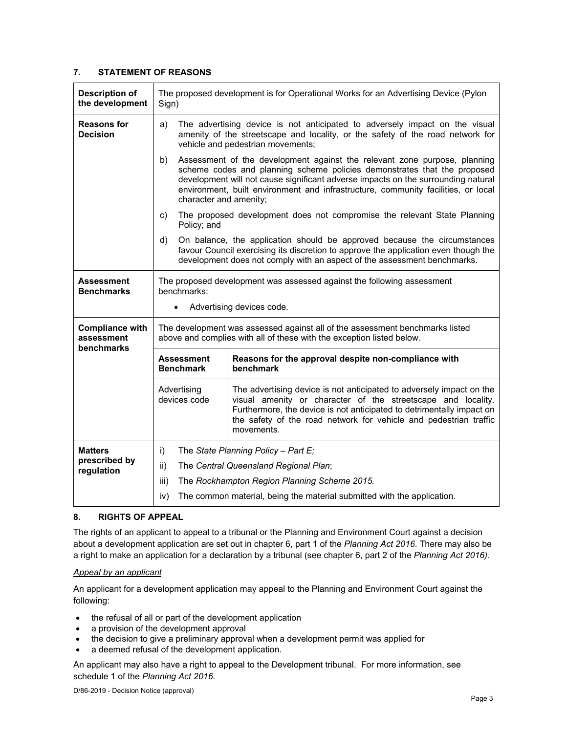## 7. STATEMENT OF REASONS

| | | |
|---|---|---|
| **Description of the development** | The proposed development is for Operational Works for an Advertising Device (Pylon Sign) | |
| **Reasons for Decision** | a) The advertising device is not anticipated to adversely impact on the visual amenity of the streetscape and locality, or the safety of the road network for vehicle and pedestrian movements;<br><br>b) Assessment of the development against the relevant zone purpose, planning scheme codes and planning scheme policies demonstrates that the proposed development will not cause significant adverse impacts on the surrounding natural environment, built environment and infrastructure, community facilities, or local character and amenity;<br><br>c) The proposed development does not compromise the relevant State Planning Policy; and<br><br>d) On balance, the application should be approved because the circumstances favour Council exercising its discretion to approve the application even though the development does not comply with an aspect of the assessment benchmarks. | |
| **Assessment Benchmarks** | The proposed development was assessed against the following assessment benchmarks:<br><br>• Advertising devices code. | |
| **Compliance with assessment benchmarks** | The development was assessed against all of the assessment benchmarks listed above and complies with all of these with the exception listed below. | |
| | **Assessment Benchmark** | **Reasons for the approval despite non-compliance with benchmark** |
| | Advertising devices code | The advertising device is not anticipated to adversely impact on the visual amenity or character of the streetscape and locality. Furthermore, the device is not anticipated to detrimentally impact on the safety of the road network for vehicle and pedestrian traffic movements. |
| **Matters prescribed by regulation** | i) The *State Planning Policy – Part E;*<br>ii) The *Central Queensland Regional Plan*;<br>iii) The *Rockhampton Region Planning Scheme 2015.*<br>iv) The common material, being the material submitted with the application. | |

## 8. RIGHTS OF APPEAL

The rights of an applicant to appeal to a tribunal or the Planning and Environment Court against a decision about a development application are set out in chapter 6, part 1 of the *Planning Act 2016*. There may also be a right to make an application for a declaration by a tribunal (see chapter 6, part 2 of the *Planning Act 2016).*

*Appeal by an applicant*

An applicant for a development application may appeal to the Planning and Environment Court against the following:

- the refusal of all or part of the development application
- a provision of the development approval
- the decision to give a preliminary approval when a development permit was applied for
- a deemed refusal of the development application.

An applicant may also have a right to appeal to the Development tribunal. For more information, see schedule 1 of the *Planning Act 2016*.

D/86-2019 - Decision Notice (approval)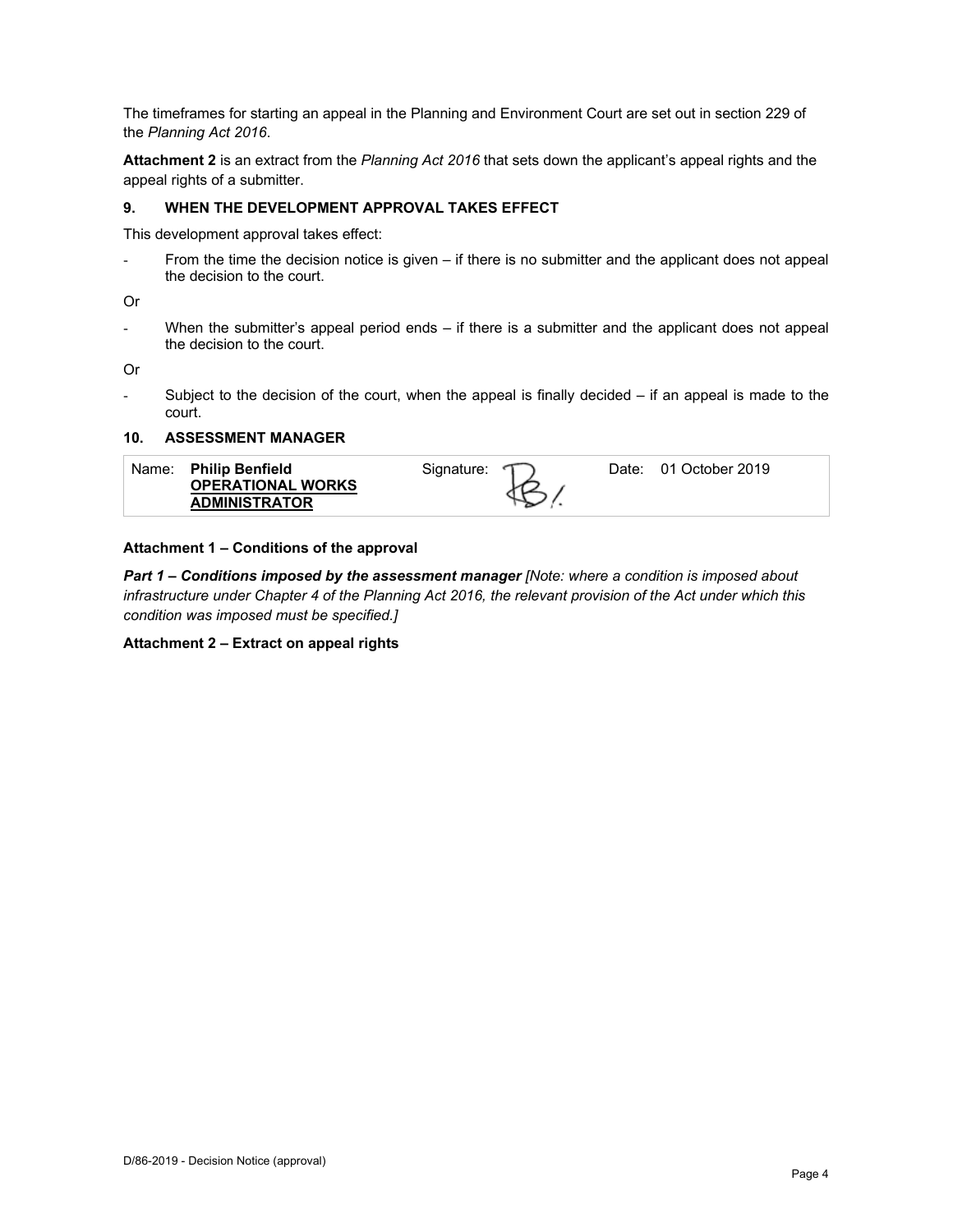The timeframes for starting an appeal in the Planning and Environment Court are set out in section 229 of the *Planning Act 2016*.

**Attachment 2** is an extract from the *Planning Act 2016* that sets down the applicant's appeal rights and the appeal rights of a submitter.

### 9. WHEN THE DEVELOPMENT APPROVAL TAKES EFFECT

This development approval takes effect:

- From the time the decision notice is given – if there is no submitter and the applicant does not appeal the decision to the court.

Or

- When the submitter's appeal period ends – if there is a submitter and the applicant does not appeal the decision to the court.

Or

- Subject to the decision of the court, when the appeal is finally decided – if an appeal is made to the court.

### 10. ASSESSMENT MANAGER

| Name: | **Philip Benfield** **OPERATIONAL WORKS ADMINISTRATOR** | Signature: | PB/ | Date: | 01 October 2019 |
|---|---|---|---|---|---|

**Attachment 1 – Conditions of the approval**

***Part 1 – Conditions imposed by the assessment manager*** *[Note: where a condition is imposed about infrastructure under Chapter 4 of the Planning Act 2016, the relevant provision of the Act under which this condition was imposed must be specified.]*

**Attachment 2 – Extract on appeal rights**

D/86-2019 - Decision Notice (approval)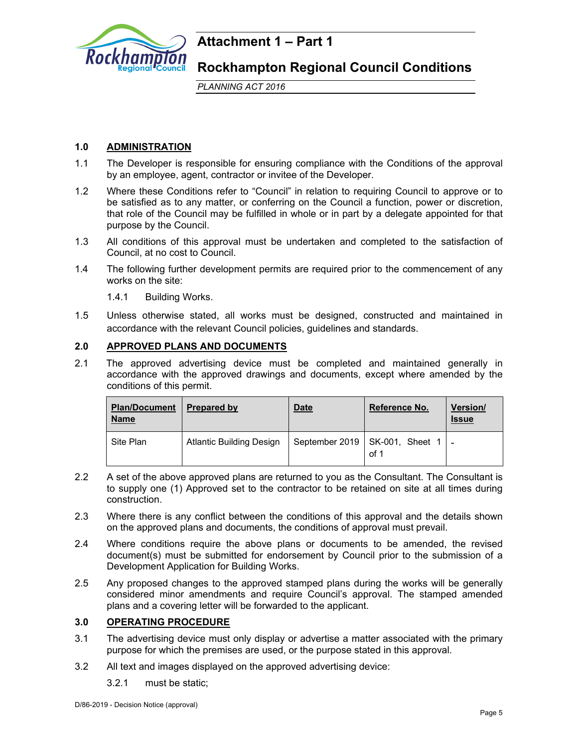# Attachment 1 – Part 1

## Rockhampton Regional Council Conditions

*PLANNING ACT 2016*

### 1.0 ADMINISTRATION

1.1 The Developer is responsible for ensuring compliance with the Conditions of the approval by an employee, agent, contractor or invitee of the Developer.

1.2 Where these Conditions refer to “Council” in relation to requiring Council to approve or to be satisfied as to any matter, or conferring on the Council a function, power or discretion, that role of the Council may be fulfilled in whole or in part by a delegate appointed for that purpose by the Council.

1.3 All conditions of this approval must be undertaken and completed to the satisfaction of Council, at no cost to Council.

1.4 The following further development permits are required prior to the commencement of any works on the site:

1.4.1 Building Works.

1.5 Unless otherwise stated, all works must be designed, constructed and maintained in accordance with the relevant Council policies, guidelines and standards.

### 2.0 APPROVED PLANS AND DOCUMENTS

2.1 The approved advertising device must be completed and maintained generally in accordance with the approved drawings and documents, except where amended by the conditions of this permit.

| Plan/Document Name | Prepared by | Date | Reference No. | Version/ Issue |
|---|---|---|---|---|
| Site Plan | Atlantic Building Design | September 2019 | SK-001, Sheet 1 of 1 | - |

2.2 A set of the above approved plans are returned to you as the Consultant. The Consultant is to supply one (1) Approved set to the contractor to be retained on site at all times during construction.

2.3 Where there is any conflict between the conditions of this approval and the details shown on the approved plans and documents, the conditions of approval must prevail.

2.4 Where conditions require the above plans or documents to be amended, the revised document(s) must be submitted for endorsement by Council prior to the submission of a Development Application for Building Works.

2.5 Any proposed changes to the approved stamped plans during the works will be generally considered minor amendments and require Council’s approval. The stamped amended plans and a covering letter will be forwarded to the applicant.

### 3.0 OPERATING PROCEDURE

3.1 The advertising device must only display or advertise a matter associated with the primary purpose for which the premises are used, or the purpose stated in this approval.

3.2 All text and images displayed on the approved advertising device:

3.2.1 must be static;

D/86-2019 - Decision Notice (approval)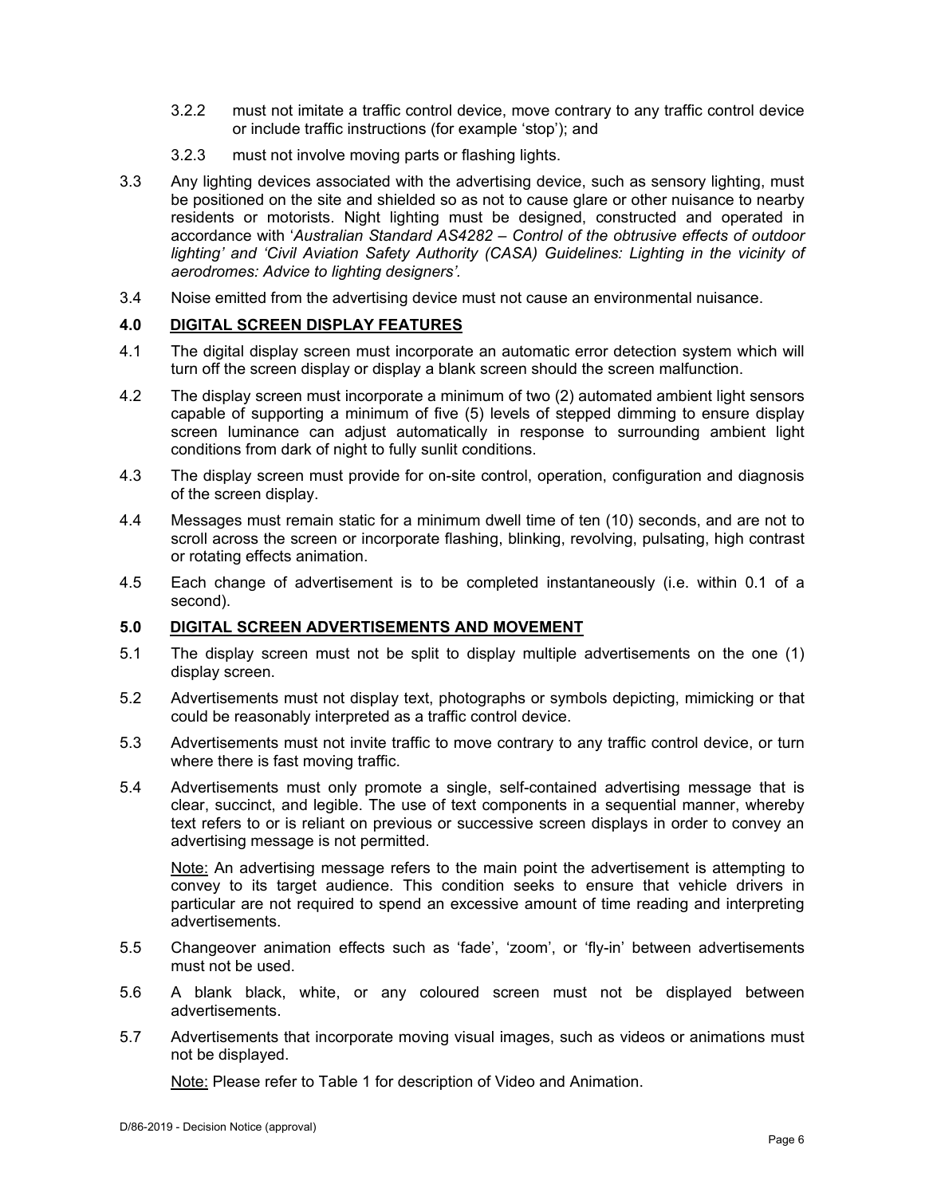3.2.2 must not imitate a traffic control device, move contrary to any traffic control device or include traffic instructions (for example 'stop'); and

3.2.3 must not involve moving parts or flashing lights.

3.3 Any lighting devices associated with the advertising device, such as sensory lighting, must be positioned on the site and shielded so as not to cause glare or other nuisance to nearby residents or motorists. Night lighting must be designed, constructed and operated in accordance with '*Australian Standard AS4282 – Control of the obtrusive effects of outdoor lighting' and 'Civil Aviation Safety Authority (CASA) Guidelines: Lighting in the vicinity of aerodromes: Advice to lighting designers'.*

3.4 Noise emitted from the advertising device must not cause an environmental nuisance.

## 4.0 DIGITAL SCREEN DISPLAY FEATURES

4.1 The digital display screen must incorporate an automatic error detection system which will turn off the screen display or display a blank screen should the screen malfunction.

4.2 The display screen must incorporate a minimum of two (2) automated ambient light sensors capable of supporting a minimum of five (5) levels of stepped dimming to ensure display screen luminance can adjust automatically in response to surrounding ambient light conditions from dark of night to fully sunlit conditions.

4.3 The display screen must provide for on-site control, operation, configuration and diagnosis of the screen display.

4.4 Messages must remain static for a minimum dwell time of ten (10) seconds, and are not to scroll across the screen or incorporate flashing, blinking, revolving, pulsating, high contrast or rotating effects animation.

4.5 Each change of advertisement is to be completed instantaneously (i.e. within 0.1 of a second).

## 5.0 DIGITAL SCREEN ADVERTISEMENTS AND MOVEMENT

5.1 The display screen must not be split to display multiple advertisements on the one (1) display screen.

5.2 Advertisements must not display text, photographs or symbols depicting, mimicking or that could be reasonably interpreted as a traffic control device.

5.3 Advertisements must not invite traffic to move contrary to any traffic control device, or turn where there is fast moving traffic.

5.4 Advertisements must only promote a single, self-contained advertising message that is clear, succinct, and legible. The use of text components in a sequential manner, whereby text refers to or is reliant on previous or successive screen displays in order to convey an advertising message is not permitted.

<u>Note:</u> An advertising message refers to the main point the advertisement is attempting to convey to its target audience. This condition seeks to ensure that vehicle drivers in particular are not required to spend an excessive amount of time reading and interpreting advertisements.

5.5 Changeover animation effects such as 'fade', 'zoom', or 'fly-in' between advertisements must not be used.

5.6 A blank black, white, or any coloured screen must not be displayed between advertisements.

5.7 Advertisements that incorporate moving visual images, such as videos or animations must not be displayed.

<u>Note:</u> Please refer to Table 1 for description of Video and Animation.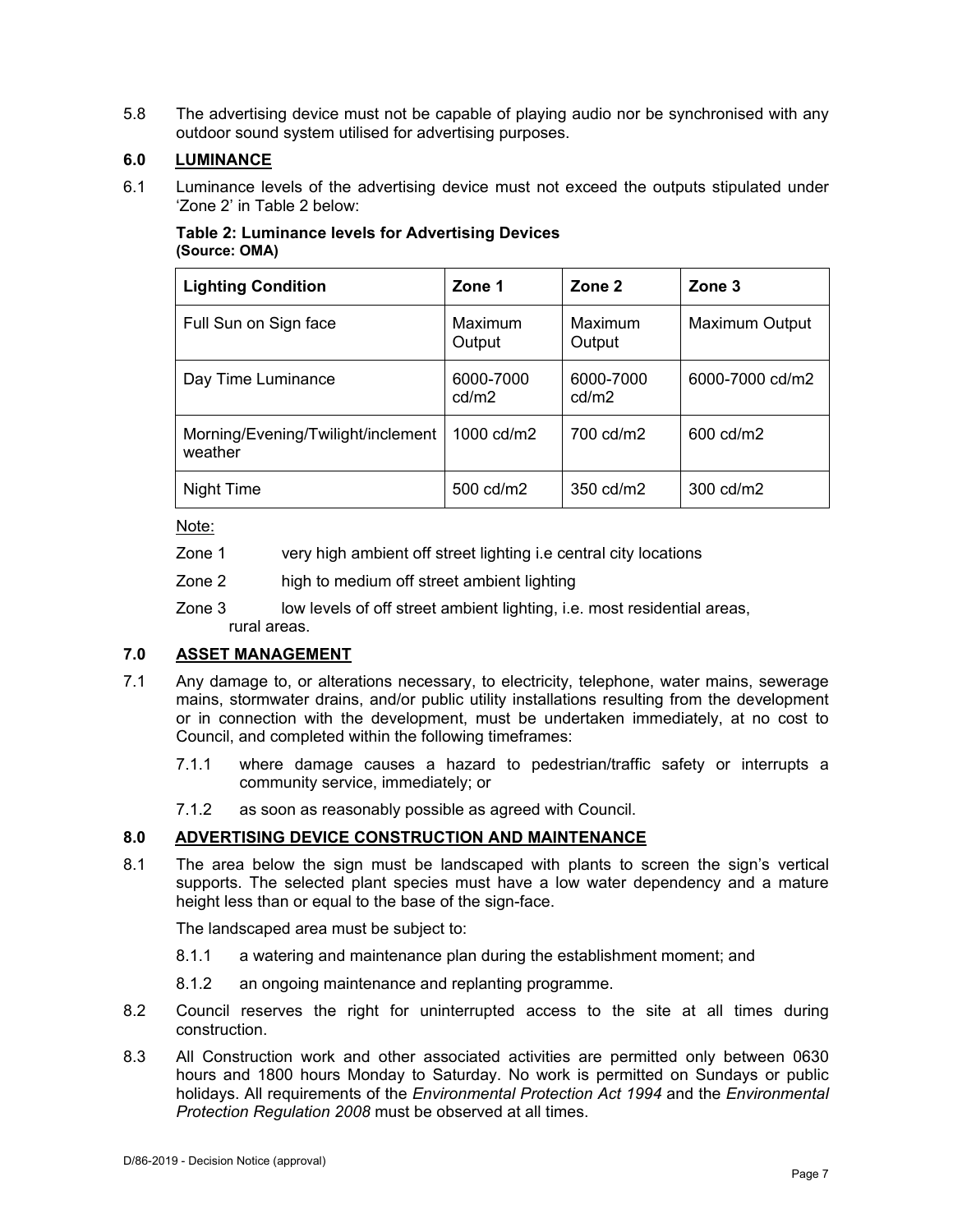5.8 The advertising device must not be capable of playing audio nor be synchronised with any outdoor sound system utilised for advertising purposes.

## 6.0 LUMINANCE

6.1 Luminance levels of the advertising device must not exceed the outputs stipulated under 'Zone 2' in Table 2 below:

**Table 2: Luminance levels for Advertising Devices**
**(Source: OMA)**

| Lighting Condition | Zone 1 | Zone 2 | Zone 3 |
|---|---|---|---|
| Full Sun on Sign face | Maximum Output | Maximum Output | Maximum Output |
| Day Time Luminance | 6000-7000 cd/m2 | 6000-7000 cd/m2 | 6000-7000 cd/m2 |
| Morning/Evening/Twilight/inclement weather | 1000 cd/m2 | 700 cd/m2 | 600 cd/m2 |
| Night Time | 500 cd/m2 | 350 cd/m2 | 300 cd/m2 |

Note:

Zone 1 very high ambient off street lighting i.e central city locations

Zone 2 high to medium off street ambient lighting

Zone 3 low levels of off street ambient lighting, i.e. most residential areas, rural areas.

## 7.0 ASSET MANAGEMENT

7.1 Any damage to, or alterations necessary, to electricity, telephone, water mains, sewerage mains, stormwater drains, and/or public utility installations resulting from the development or in connection with the development, must be undertaken immediately, at no cost to Council, and completed within the following timeframes:

7.1.1 where damage causes a hazard to pedestrian/traffic safety or interrupts a community service, immediately; or

7.1.2 as soon as reasonably possible as agreed with Council.

## 8.0 ADVERTISING DEVICE CONSTRUCTION AND MAINTENANCE

8.1 The area below the sign must be landscaped with plants to screen the sign's vertical supports. The selected plant species must have a low water dependency and a mature height less than or equal to the base of the sign-face.

The landscaped area must be subject to:

8.1.1 a watering and maintenance plan during the establishment moment; and

8.1.2 an ongoing maintenance and replanting programme.

8.2 Council reserves the right for uninterrupted access to the site at all times during construction.

8.3 All Construction work and other associated activities are permitted only between 0630 hours and 1800 hours Monday to Saturday. No work is permitted on Sundays or public holidays. All requirements of the *Environmental Protection Act 1994* and the *Environmental Protection Regulation 2008* must be observed at all times.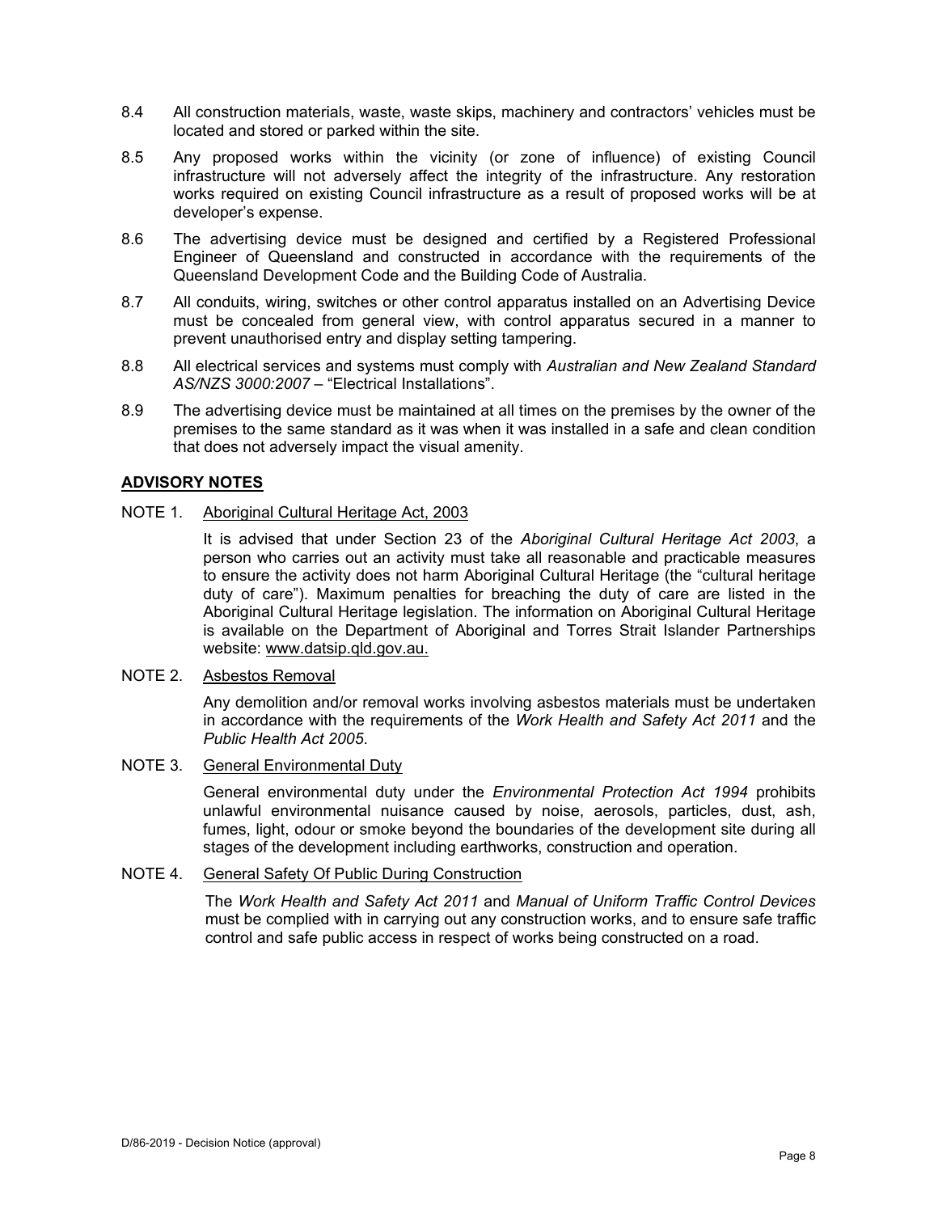8.4 All construction materials, waste, waste skips, machinery and contractors' vehicles must be located and stored or parked within the site.

8.5 Any proposed works within the vicinity (or zone of influence) of existing Council infrastructure will not adversely affect the integrity of the infrastructure. Any restoration works required on existing Council infrastructure as a result of proposed works will be at developer's expense.

8.6 The advertising device must be designed and certified by a Registered Professional Engineer of Queensland and constructed in accordance with the requirements of the Queensland Development Code and the Building Code of Australia.

8.7 All conduits, wiring, switches or other control apparatus installed on an Advertising Device must be concealed from general view, with control apparatus secured in a manner to prevent unauthorised entry and display setting tampering.

8.8 All electrical services and systems must comply with *Australian and New Zealand Standard AS/NZS 3000:2007* – "Electrical Installations".

8.9 The advertising device must be maintained at all times on the premises by the owner of the premises to the same standard as it was when it was installed in a safe and clean condition that does not adversely impact the visual amenity.

## ADVISORY NOTES

NOTE 1. Aboriginal Cultural Heritage Act, 2003

It is advised that under Section 23 of the *Aboriginal Cultural Heritage Act 2003*, a person who carries out an activity must take all reasonable and practicable measures to ensure the activity does not harm Aboriginal Cultural Heritage (the "cultural heritage duty of care"). Maximum penalties for breaching the duty of care are listed in the Aboriginal Cultural Heritage legislation. The information on Aboriginal Cultural Heritage is available on the Department of Aboriginal and Torres Strait Islander Partnerships website: www.datsip.qld.gov.au.

NOTE 2. Asbestos Removal

Any demolition and/or removal works involving asbestos materials must be undertaken in accordance with the requirements of the *Work Health and Safety Act 2011* and the *Public Health Act 2005*.

NOTE 3. General Environmental Duty

General environmental duty under the *Environmental Protection Act 1994* prohibits unlawful environmental nuisance caused by noise, aerosols, particles, dust, ash, fumes, light, odour or smoke beyond the boundaries of the development site during all stages of the development including earthworks, construction and operation.

NOTE 4. General Safety Of Public During Construction

The *Work Health and Safety Act 2011* and *Manual of Uniform Traffic Control Devices* must be complied with in carrying out any construction works, and to ensure safe traffic control and safe public access in respect of works being constructed on a road.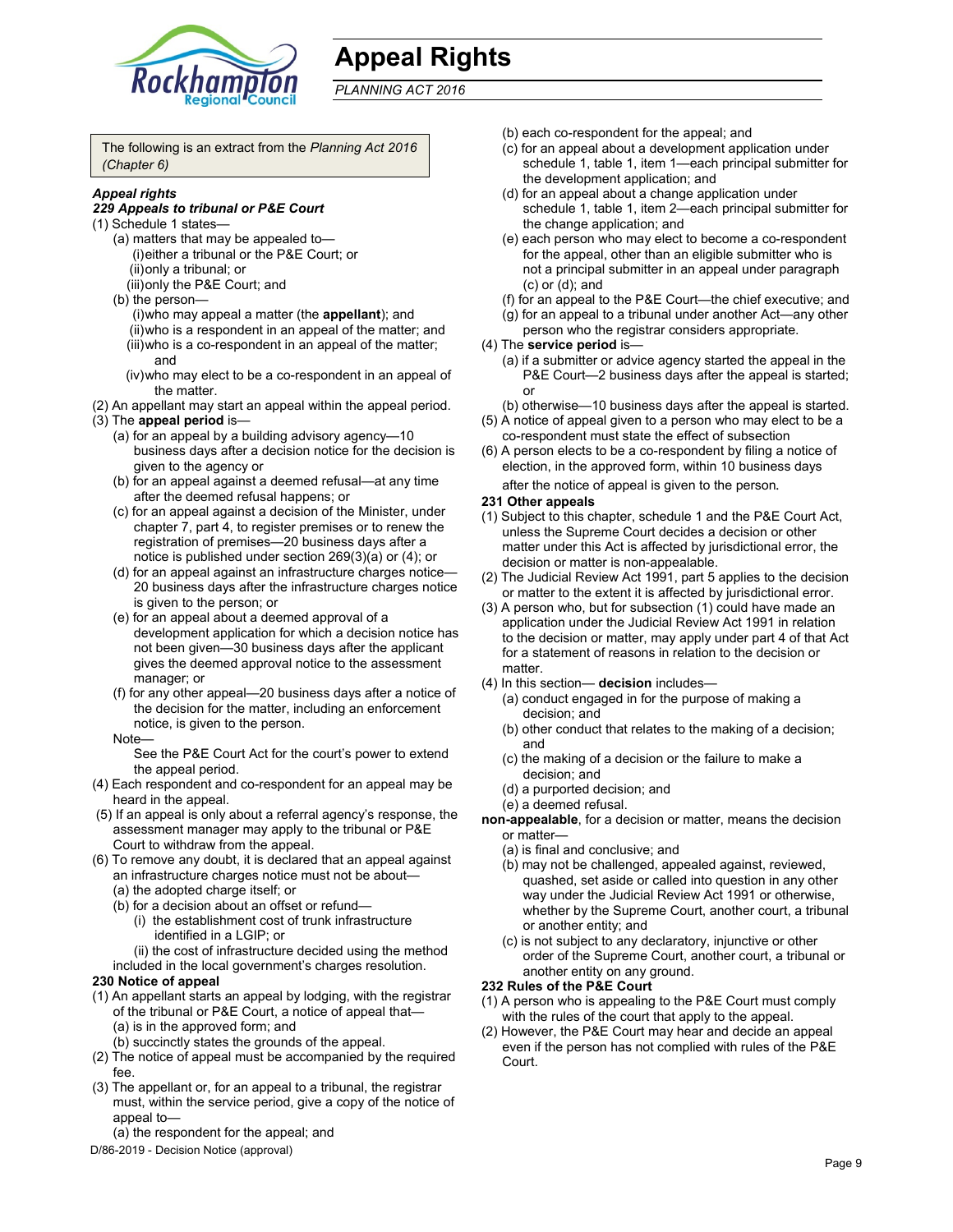# Appeal Rights

*PLANNING ACT 2016*

The following is an extract from the *Planning Act 2016 (Chapter 6)*

***Appeal rights***

***229 Appeals to tribunal or P&E Court***

(1) Schedule 1 states—
  (a) matters that may be appealed to—
    (i) either a tribunal or the P&E Court; or
    (ii) only a tribunal; or
    (iii) only the P&E Court; and
  (b) the person—
    (i) who may appeal a matter (the **appellant**); and
    (ii) who is a respondent in an appeal of the matter; and
    (iii) who is a co-respondent in an appeal of the matter; and
    (iv) who may elect to be a co-respondent in an appeal of the matter.

(2) An appellant may start an appeal within the appeal period.

(3) The **appeal period** is—
  (a) for an appeal by a building advisory agency—10 business days after a decision notice for the decision is given to the agency or
  (b) for an appeal against a deemed refusal—at any time after the deemed refusal happens; or
  (c) for an appeal against a decision of the Minister, under chapter 7, part 4, to register premises or to renew the registration of premises—20 business days after a notice is published under section 269(3)(a) or (4); or
  (d) for an appeal against an infrastructure charges notice—20 business days after the infrastructure charges notice is given to the person; or
  (e) for an appeal about a deemed approval of a development application for which a decision notice has not been given—30 business days after the applicant gives the deemed approval notice to the assessment manager; or
  (f) for any other appeal—20 business days after a notice of the decision for the matter, including an enforcement notice, is given to the person.

  Note—
    See the P&E Court Act for the court's power to extend the appeal period.

(4) Each respondent and co-respondent for an appeal may be heard in the appeal.

(5) If an appeal is only about a referral agency's response, the assessment manager may apply to the tribunal or P&E Court to withdraw from the appeal.

(6) To remove any doubt, it is declared that an appeal against an infrastructure charges notice must not be about—
  (a) the adopted charge itself; or
  (b) for a decision about an offset or refund—
    (i) the establishment cost of trunk infrastructure identified in a LGIP; or
    (ii) the cost of infrastructure decided using the method included in the local government's charges resolution.

**230 Notice of appeal**

(1) An appellant starts an appeal by lodging, with the registrar of the tribunal or P&E Court, a notice of appeal that—
  (a) is in the approved form; and
  (b) succinctly states the grounds of the appeal.

(2) The notice of appeal must be accompanied by the required fee.

(3) The appellant or, for an appeal to a tribunal, the registrar must, within the service period, give a copy of the notice of appeal to—
  (a) the respondent for the appeal; and
  (b) each co-respondent for the appeal; and
  (c) for an appeal about a development application under schedule 1, table 1, item 1—each principal submitter for the development application; and
  (d) for an appeal about a change application under schedule 1, table 1, item 2—each principal submitter for the change application; and
  (e) each person who may elect to become a co-respondent for the appeal, other than an eligible submitter who is not a principal submitter in an appeal under paragraph (c) or (d); and
  (f) for an appeal to the P&E Court—the chief executive; and
  (g) for an appeal to a tribunal under another Act—any other person who the registrar considers appropriate.

(4) The **service period** is—
  (a) if a submitter or advice agency started the appeal in the P&E Court—2 business days after the appeal is started; or
  (b) otherwise—10 business days after the appeal is started.

(5) A notice of appeal given to a person who may elect to be a co-respondent must state the effect of subsection

(6) A person elects to be a co-respondent by filing a notice of election, in the approved form, within 10 business days after the notice of appeal is given to the person.

**231 Other appeals**

(1) Subject to this chapter, schedule 1 and the P&E Court Act, unless the Supreme Court decides a decision or other matter under this Act is affected by jurisdictional error, the decision or matter is non-appealable.

(2) The Judicial Review Act 1991, part 5 applies to the decision or matter to the extent it is affected by jurisdictional error.

(3) A person who, but for subsection (1) could have made an application under the Judicial Review Act 1991 in relation to the decision or matter, may apply under part 4 of that Act for a statement of reasons in relation to the decision or matter.

(4) In this section— **decision** includes—
  (a) conduct engaged in for the purpose of making a decision; and
  (b) other conduct that relates to the making of a decision; and
  (c) the making of a decision or the failure to make a decision; and
  (d) a purported decision; and
  (e) a deemed refusal.

**non-appealable**, for a decision or matter, means the decision or matter—
  (a) is final and conclusive; and
  (b) may not be challenged, appealed against, reviewed, quashed, set aside or called into question in any other way under the Judicial Review Act 1991 or otherwise, whether by the Supreme Court, another court, a tribunal or another entity; and
  (c) is not subject to any declaratory, injunctive or other order of the Supreme Court, another court, a tribunal or another entity on any ground.

**232 Rules of the P&E Court**

(1) A person who is appealing to the P&E Court must comply with the rules of the court that apply to the appeal.

(2) However, the P&E Court may hear and decide an appeal even if the person has not complied with rules of the P&E Court.

D/86-2019 - Decision Notice (approval)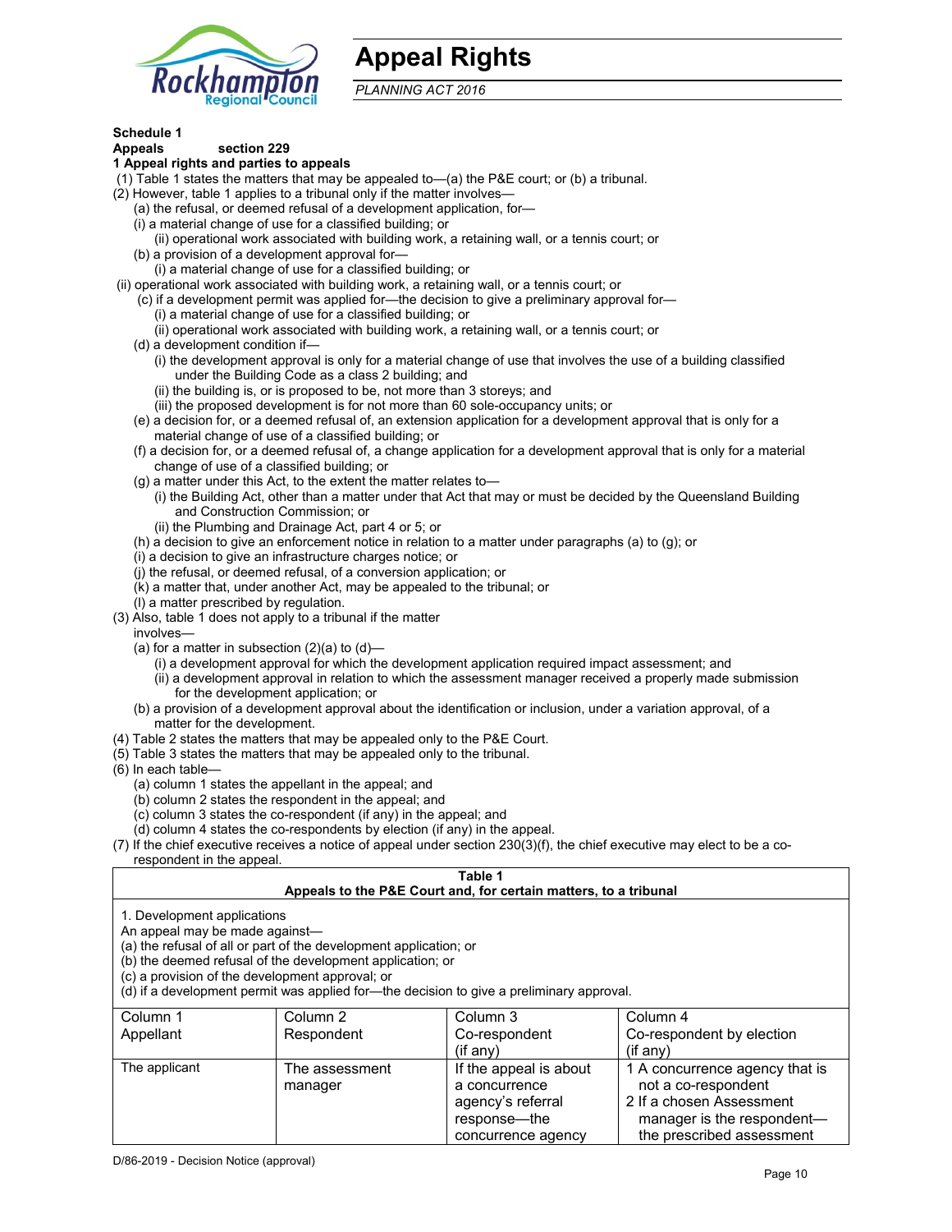# Appeal Rights

*PLANNING ACT 2016*

**Schedule 1**
**Appeals** **section 229**
**1 Appeal rights and parties to appeals**

(1) Table 1 states the matters that may be appealed to—(a) the P&E court; or (b) a tribunal.
(2) However, table 1 applies to a tribunal only if the matter involves—
(a) the refusal, or deemed refusal of a development application, for—
(i) a material change of use for a classified building; or
(ii) operational work associated with building work, a retaining wall, or a tennis court; or
(b) a provision of a development approval for—
(i) a material change of use for a classified building; or
(ii) operational work associated with building work, a retaining wall, or a tennis court; or
(c) if a development permit was applied for—the decision to give a preliminary approval for—
(i) a material change of use for a classified building; or
(ii) operational work associated with building work, a retaining wall, or a tennis court; or
(d) a development condition if—
(i) the development approval is only for a material change of use that involves the use of a building classified under the Building Code as a class 2 building; and
(ii) the building is, or is proposed to be, not more than 3 storeys; and
(iii) the proposed development is for not more than 60 sole-occupancy units; or
(e) a decision for, or a deemed refusal of, an extension application for a development approval that is only for a material change of use of a classified building; or
(f) a decision for, or a deemed refusal of, a change application for a development approval that is only for a material change of use of a classified building; or
(g) a matter under this Act, to the extent the matter relates to—
(i) the Building Act, other than a matter under that Act that may or must be decided by the Queensland Building and Construction Commission; or
(ii) the Plumbing and Drainage Act, part 4 or 5; or
(h) a decision to give an enforcement notice in relation to a matter under paragraphs (a) to (g); or
(i) a decision to give an infrastructure charges notice; or
(j) the refusal, or deemed refusal, of a conversion application; or
(k) a matter that, under another Act, may be appealed to the tribunal; or
(l) a matter prescribed by regulation.
(3) Also, table 1 does not apply to a tribunal if the matter involves—
(a) for a matter in subsection (2)(a) to (d)—
(i) a development approval for which the development application required impact assessment; and
(ii) a development approval in relation to which the assessment manager received a properly made submission for the development application; or
(b) a provision of a development approval about the identification or inclusion, under a variation approval, of a matter for the development.
(4) Table 2 states the matters that may be appealed only to the P&E Court.
(5) Table 3 states the matters that may be appealed only to the tribunal.
(6) In each table—
(a) column 1 states the appellant in the appeal; and
(b) column 2 states the respondent in the appeal; and
(c) column 3 states the co-respondent (if any) in the appeal; and
(d) column 4 states the co-respondents by election (if any) in the appeal.
(7) If the chief executive receives a notice of appeal under section 230(3)(f), the chief executive may elect to be a co-respondent in the appeal.

**Table 1**
**Appeals to the P&E Court and, for certain matters, to a tribunal**

1. Development applications
An appeal may be made against—
(a) the refusal of all or part of the development application; or
(b) the deemed refusal of the development application; or
(c) a provision of the development approval; or
(d) if a development permit was applied for—the decision to give a preliminary approval.

| Column 1 Appellant | Column 2 Respondent | Column 3 Co-respondent (if any) | Column 4 Co-respondent by election (if any) |
|---|---|---|---|
| The applicant | The assessment manager | If the appeal is about a concurrence agency's referral response—the concurrence agency | 1 A concurrence agency that is not a co-respondent<br>2 If a chosen Assessment manager is the respondent—the prescribed assessment |

D/86-2019 - Decision Notice (approval)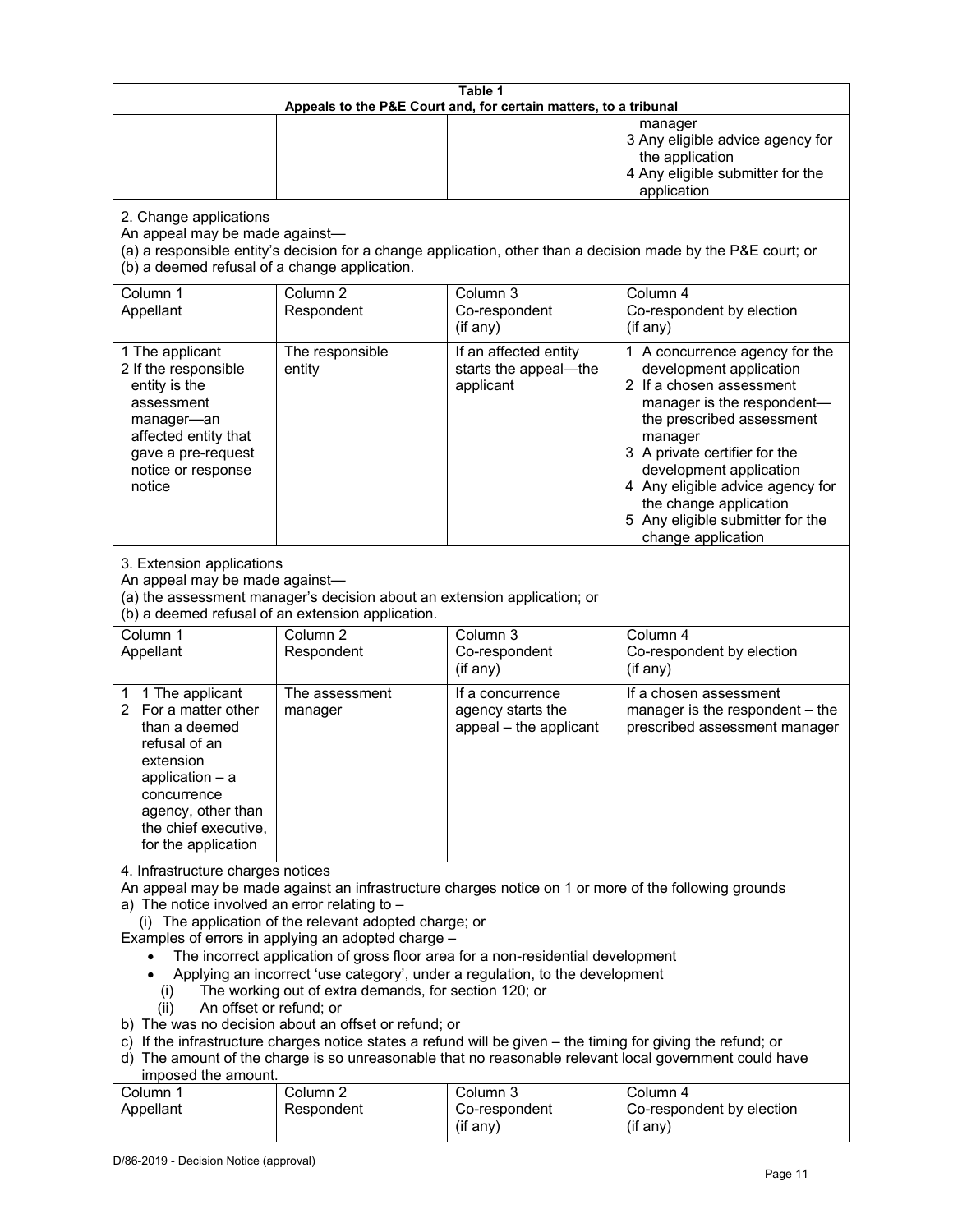| Table 1 | | | |
|---|---|---|---|
| Appeals to the P&E Court and, for certain matters, to a tribunal | | | |
| | | | manager<br>3 Any eligible advice agency for the application<br>4 Any eligible submitter for the application |

2. Change applications
An appeal may be made against—
(a) a responsible entity's decision for a change application, other than a decision made by the P&E court; or
(b) a deemed refusal of a change application.

| Column 1<br>Appellant | Column 2<br>Respondent | Column 3<br>Co-respondent<br>(if any) | Column 4<br>Co-respondent by election<br>(if any) |
|---|---|---|---|
| 1 The applicant<br>2 If the responsible entity is the assessment manager—an affected entity that gave a pre-request notice or response notice | The responsible entity | If an affected entity starts the appeal—the applicant | 1 A concurrence agency for the development application<br>2 If a chosen assessment manager is the respondent—the prescribed assessment manager<br>3 A private certifier for the development application<br>4 Any eligible advice agency for the change application<br>5 Any eligible submitter for the change application |

3. Extension applications
An appeal may be made against—
(a) the assessment manager's decision about an extension application; or
(b) a deemed refusal of an extension application.

| Column 1<br>Appellant | Column 2<br>Respondent | Column 3<br>Co-respondent<br>(if any) | Column 4<br>Co-respondent by election<br>(if any) |
|---|---|---|---|
| 1 1 The applicant<br>2 For a matter other than a deemed refusal of an extension application – a concurrence agency, other than the chief executive, for the application | The assessment manager | If a concurrence agency starts the appeal – the applicant | If a chosen assessment manager is the respondent – the prescribed assessment manager |

4. Infrastructure charges notices
An appeal may be made against an infrastructure charges notice on 1 or more of the following grounds
a) The notice involved an error relating to –
(i) The application of the relevant adopted charge; or
Examples of errors in applying an adopted charge –
- The incorrect application of gross floor area for a non-residential development
- Applying an incorrect 'use category', under a regulation, to the development
(i) The working out of extra demands, for section 120; or
(ii) An offset or refund; or
b) The was no decision about an offset or refund; or
c) If the infrastructure charges notice states a refund will be given – the timing for giving the refund; or
d) The amount of the charge is so unreasonable that no reasonable relevant local government could have imposed the amount.

| Column 1<br>Appellant | Column 2<br>Respondent | Column 3<br>Co-respondent<br>(if any) | Column 4<br>Co-respondent by election<br>(if any) |
|---|---|---|---|

D/86-2019 - Decision Notice (approval)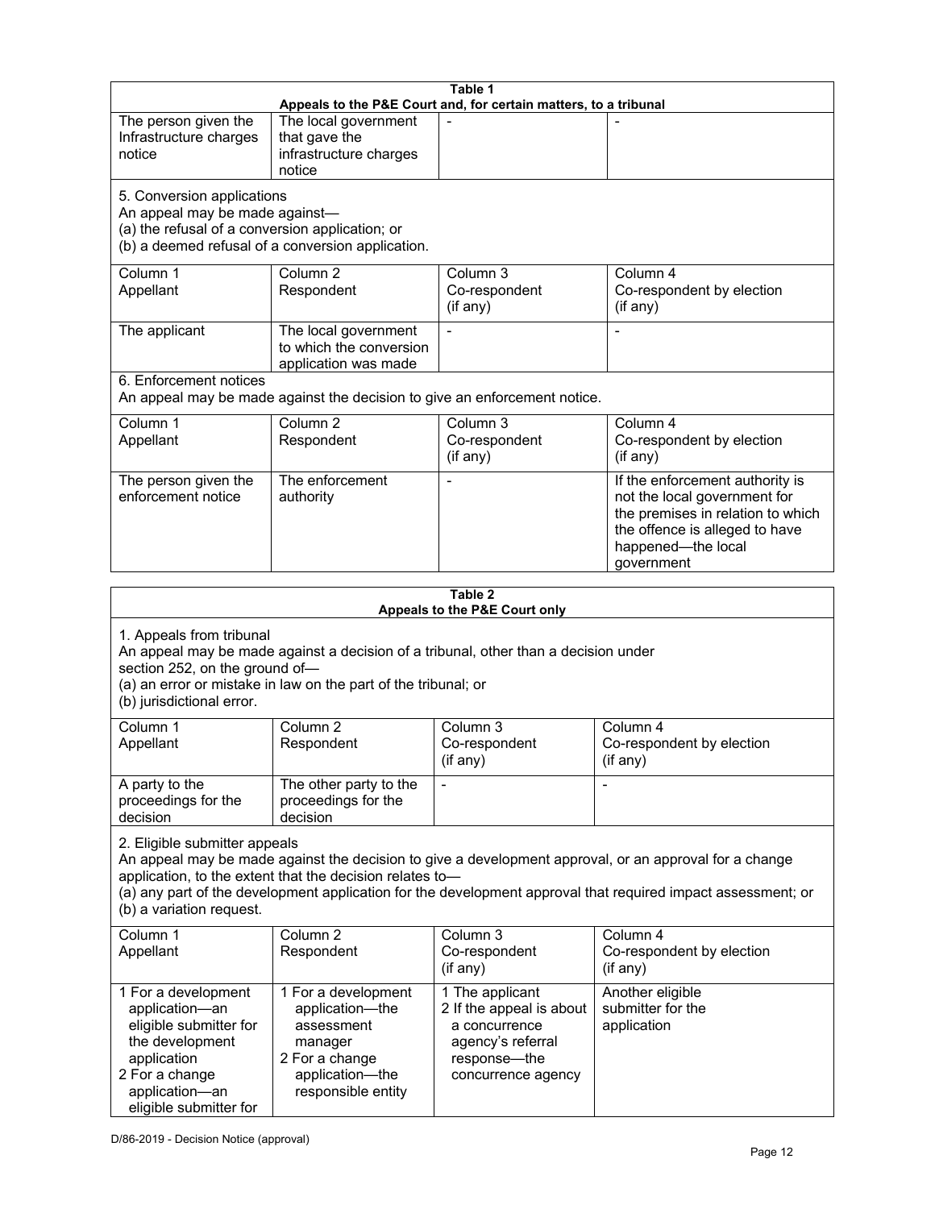**Table 1**
**Appeals to the P&E Court and, for certain matters, to a tribunal**

| | | | |
|---|---|---|---|
| The person given the Infrastructure charges notice | The local government that gave the infrastructure charges notice | - | - |

5. Conversion applications
An appeal may be made against—
(a) the refusal of a conversion application; or
(b) a deemed refusal of a conversion application.

| Column 1<br>Appellant | Column 2<br>Respondent | Column 3<br>Co-respondent<br>(if any) | Column 4<br>Co-respondent by election<br>(if any) |
|---|---|---|---|
| The applicant | The local government to which the conversion application was made | - | - |

6. Enforcement notices
An appeal may be made against the decision to give an enforcement notice.

| Column 1<br>Appellant | Column 2<br>Respondent | Column 3<br>Co-respondent<br>(if any) | Column 4<br>Co-respondent by election<br>(if any) |
|---|---|---|---|
| The person given the enforcement notice | The enforcement authority | - | If the enforcement authority is not the local government for the premises in relation to which the offence is alleged to have happened—the local government |

**Table 2**
**Appeals to the P&E Court only**

1. Appeals from tribunal
An appeal may be made against a decision of a tribunal, other than a decision under section 252, on the ground of—
(a) an error or mistake in law on the part of the tribunal; or
(b) jurisdictional error.

| Column 1<br>Appellant | Column 2<br>Respondent | Column 3<br>Co-respondent<br>(if any) | Column 4<br>Co-respondent by election<br>(if any) |
|---|---|---|---|
| A party to the proceedings for the decision | The other party to the proceedings for the decision | - | - |

2. Eligible submitter appeals
An appeal may be made against the decision to give a development approval, or an approval for a change application, to the extent that the decision relates to—
(a) any part of the development application for the development approval that required impact assessment; or
(b) a variation request.

| Column 1<br>Appellant | Column 2<br>Respondent | Column 3<br>Co-respondent<br>(if any) | Column 4<br>Co-respondent by election<br>(if any) |
|---|---|---|---|
| 1 For a development application—an eligible submitter for the development application<br>2 For a change application—an eligible submitter for | 1 For a development application—the assessment manager<br>2 For a change application—the responsible entity | 1 The applicant<br>2 If the appeal is about a concurrence agency's referral response—the concurrence agency | Another eligible submitter for the application |

D/86-2019 - Decision Notice (approval)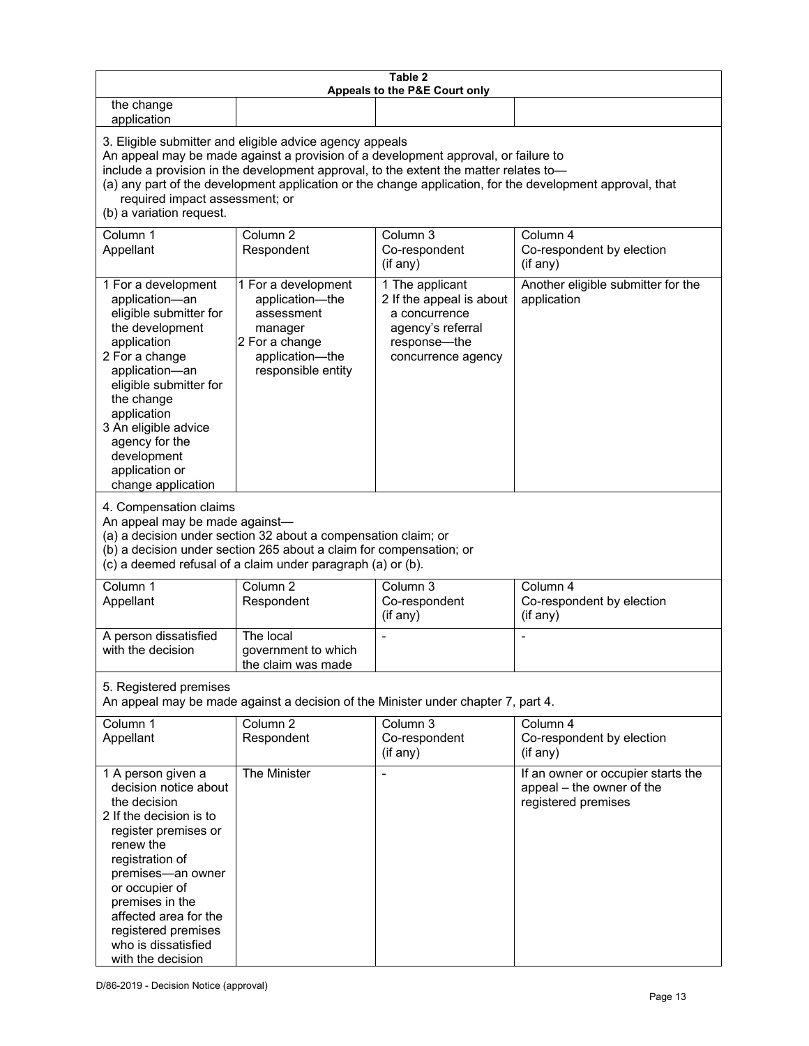**Table 2**
**Appeals to the P&E Court only**

| | | | |
|---|---|---|---|
| the change application | | | |

3. Eligible submitter and eligible advice agency appeals
An appeal may be made against a provision of a development approval, or failure to include a provision in the development approval, to the extent the matter relates to—
(a) any part of the development application or the change application, for the development approval, that required impact assessment; or
(b) a variation request.

| Column 1 Appellant | Column 2 Respondent | Column 3 Co-respondent (if any) | Column 4 Co-respondent by election (if any) |
|---|---|---|---|
| 1 For a development application—an eligible submitter for the development application<br>2 For a change application—an eligible submitter for the change application<br>3 An eligible advice agency for the development application or change application | 1 For a development application—the assessment manager<br>2 For a change application—the responsible entity | 1 The applicant<br>2 If the appeal is about a concurrence agency's referral response—the concurrence agency | Another eligible submitter for the application |

4. Compensation claims
An appeal may be made against—
(a) a decision under section 32 about a compensation claim; or
(b) a decision under section 265 about a claim for compensation; or
(c) a deemed refusal of a claim under paragraph (a) or (b).

| Column 1 Appellant | Column 2 Respondent | Column 3 Co-respondent (if any) | Column 4 Co-respondent by election (if any) |
|---|---|---|---|
| A person dissatisfied with the decision | The local government to which the claim was made | - | - |

5. Registered premises
An appeal may be made against a decision of the Minister under chapter 7, part 4.

| Column 1 Appellant | Column 2 Respondent | Column 3 Co-respondent (if any) | Column 4 Co-respondent by election (if any) |
|---|---|---|---|
| 1 A person given a decision notice about the decision<br>2 If the decision is to register premises or renew the registration of premises—an owner or occupier of premises in the affected area for the registered premises who is dissatisfied with the decision | The Minister | - | If an owner or occupier starts the appeal – the owner of the registered premises |

D/86-2019 - Decision Notice (approval)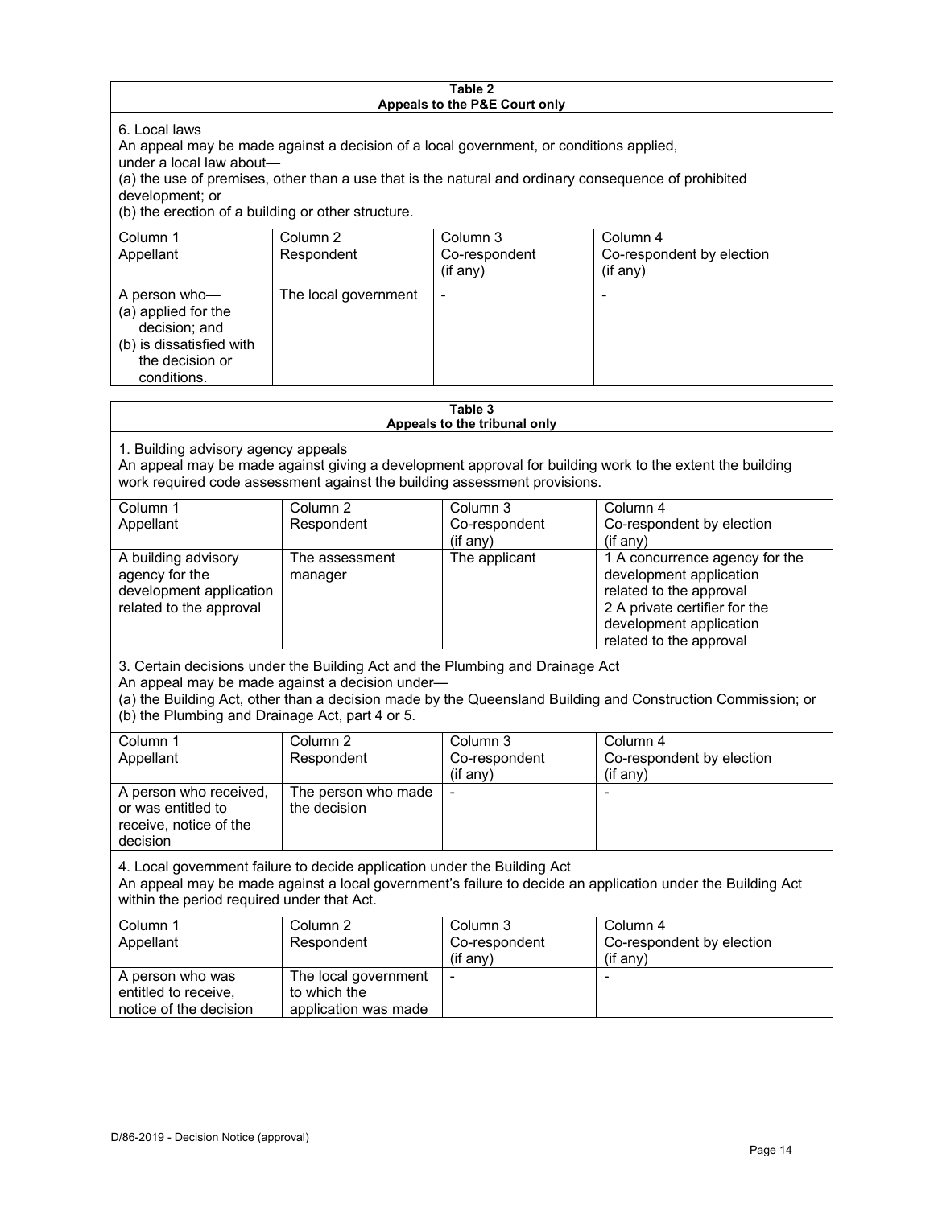**Table 2**
**Appeals to the P&E Court only**

6. Local laws
An appeal may be made against a decision of a local government, or conditions applied, under a local law about—
(a) the use of premises, other than a use that is the natural and ordinary consequence of prohibited development; or
(b) the erection of a building or other structure.

| Column 1<br>Appellant | Column 2<br>Respondent | Column 3<br>Co-respondent<br>(if any) | Column 4<br>Co-respondent by election<br>(if any) |
|---|---|---|---|
| A person who—<br>(a) applied for the decision; and<br>(b) is dissatisfied with the decision or conditions. | The local government | - | - |

**Table 3**
**Appeals to the tribunal only**

1. Building advisory agency appeals
An appeal may be made against giving a development approval for building work to the extent the building work required code assessment against the building assessment provisions.

| Column 1<br>Appellant | Column 2<br>Respondent | Column 3<br>Co-respondent<br>(if any) | Column 4<br>Co-respondent by election<br>(if any) |
|---|---|---|---|
| A building advisory agency for the development application related to the approval | The assessment manager | The applicant | 1 A concurrence agency for the development application related to the approval<br>2 A private certifier for the development application related to the approval |

3. Certain decisions under the Building Act and the Plumbing and Drainage Act
An appeal may be made against a decision under—
(a) the Building Act, other than a decision made by the Queensland Building and Construction Commission; or
(b) the Plumbing and Drainage Act, part 4 or 5.

| Column 1<br>Appellant | Column 2<br>Respondent | Column 3<br>Co-respondent<br>(if any) | Column 4<br>Co-respondent by election<br>(if any) |
|---|---|---|---|
| A person who received, or was entitled to receive, notice of the decision | The person who made the decision | - | - |

4. Local government failure to decide application under the Building Act
An appeal may be made against a local government's failure to decide an application under the Building Act within the period required under that Act.

| Column 1<br>Appellant | Column 2<br>Respondent | Column 3<br>Co-respondent<br>(if any) | Column 4<br>Co-respondent by election<br>(if any) |
|---|---|---|---|
| A person who was entitled to receive, notice of the decision | The local government to which the application was made | - | - |